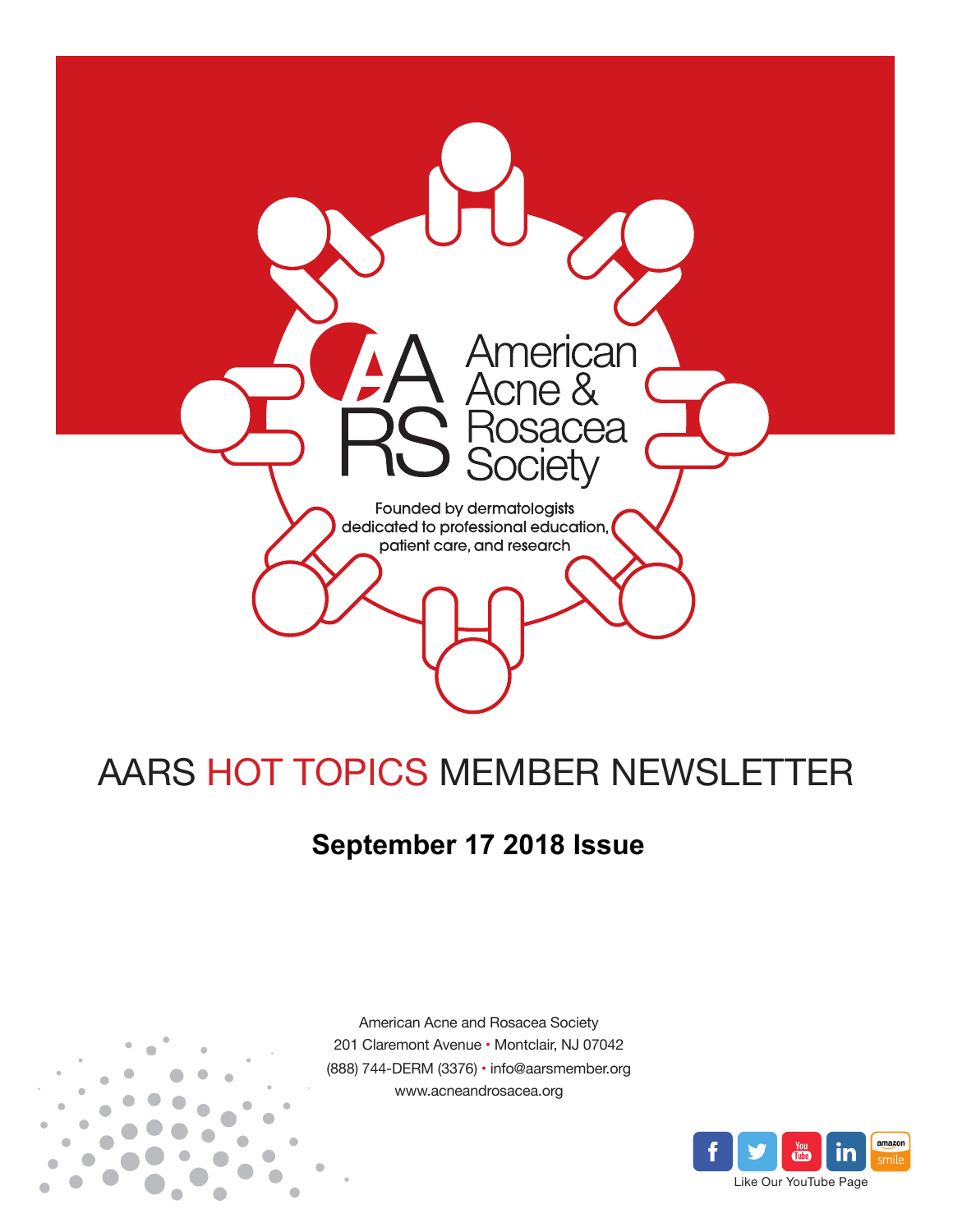American Acne & Rosacea Society

Founded by dermatologists dedicated to professional education, patient care, and research

# AARS HOT TOPICS MEMBER NEWSLETTER

## September 17 2018 Issue

American Acne and Rosacea Society
201 Claremont Avenue • Montclair, NJ 07042
(888) 744-DERM (3376) • info@aarsmember.org
www.acneandrosacea.org

Like Our YouTube Page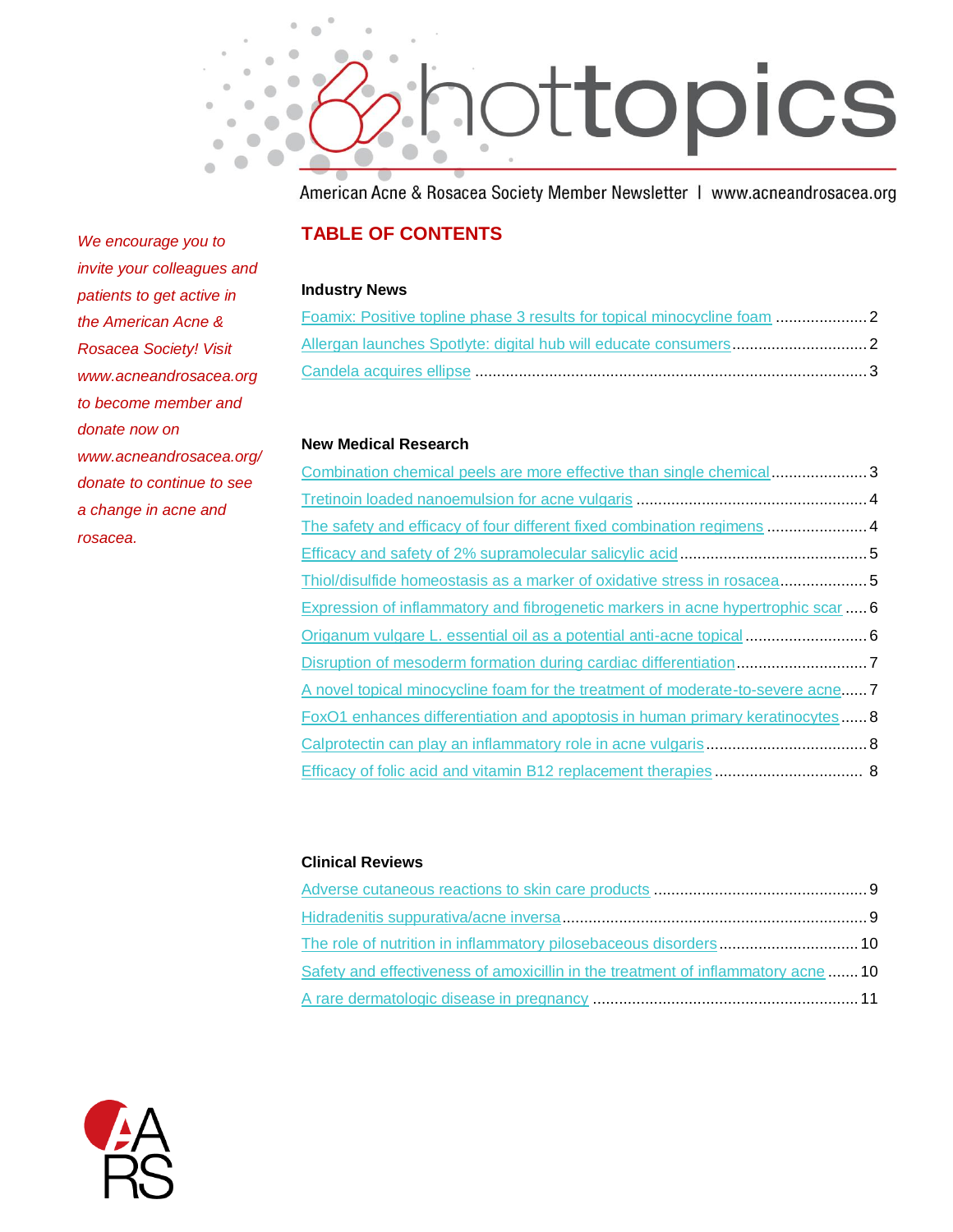# hottopics

American Acne & Rosacea Society Member Newsletter | www.acneandrosacea.org

*We encourage you to invite your colleagues and patients to get active in the American Acne & Rosacea Society! Visit www.acneandrosacea.org to become member and donate now on www.acneandrosacea.org/donate to continue to see a change in acne and rosacea.*

## TABLE OF CONTENTS

### Industry News

- Foamix: Positive topline phase 3 results for topical minocycline foam ..................... 2
- Allergan launches Spotlyte: digital hub will educate consumers ............................... 2
- Candela acquires ellipse ......................................................................................... 3

### New Medical Research

- Combination chemical peels are more effective than single chemical ...................... 3
- Tretinoin loaded nanoemulsion for acne vulgaris ..................................................... 4
- The safety and efficacy of four different fixed combination regimens ....................... 4
- Efficacy and safety of 2% supramolecular salicylic acid ........................................... 5
- Thiol/disulfide homeostasis as a marker of oxidative stress in rosacea .................... 5
- Expression of inflammatory and fibrogenetic markers in acne hypertrophic scar ..... 6
- Origanum vulgare L. essential oil as a potential anti-acne topical ............................ 6
- Disruption of mesoderm formation during cardiac differentiation .............................. 7
- A novel topical minocycline foam for the treatment of moderate-to-severe acne ...... 7
- FoxO1 enhances differentiation and apoptosis in human primary keratinocytes ...... 8
- Calprotectin can play an inflammatory role in acne vulgaris ..................................... 8
- Efficacy of folic acid and vitamin B12 replacement therapies ................................... 8

### Clinical Reviews

- Adverse cutaneous reactions to skin care products ................................................. 9
- Hidradenitis suppurativa/acne inversa ...................................................................... 9
- The role of nutrition in inflammatory pilosebaceous disorders ................................ 10
- Safety and effectiveness of amoxicillin in the treatment of inflammatory acne ....... 10
- A rare dermatologic disease in pregnancy ............................................................. 11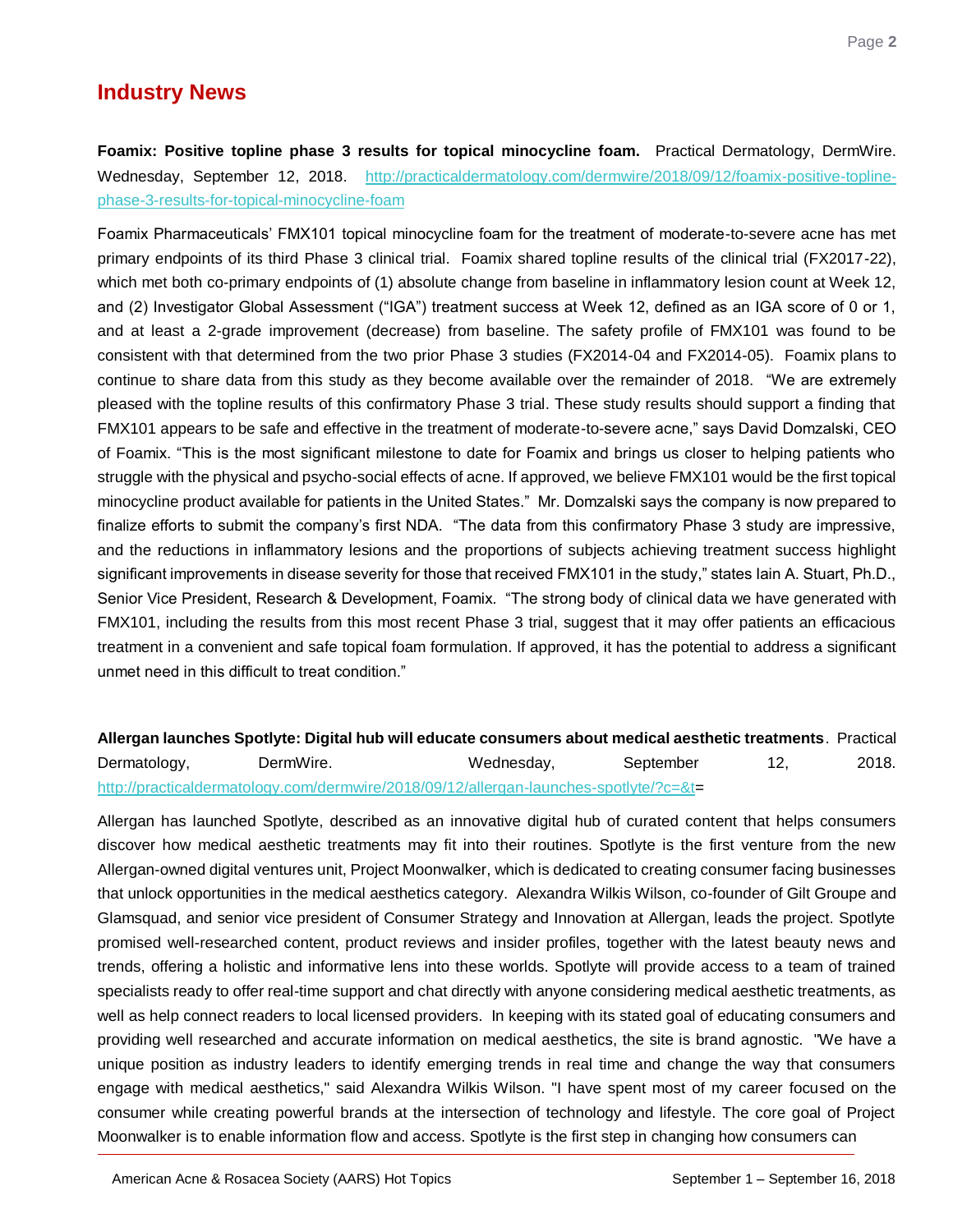## Industry News

**Foamix: Positive topline phase 3 results for topical minocycline foam.** Practical Dermatology, DermWire. Wednesday, September 12, 2018. http://practicaldermatology.com/dermwire/2018/09/12/foamix-positive-topline-phase-3-results-for-topical-minocycline-foam

Foamix Pharmaceuticals' FMX101 topical minocycline foam for the treatment of moderate-to-severe acne has met primary endpoints of its third Phase 3 clinical trial. Foamix shared topline results of the clinical trial (FX2017-22), which met both co-primary endpoints of (1) absolute change from baseline in inflammatory lesion count at Week 12, and (2) Investigator Global Assessment ("IGA") treatment success at Week 12, defined as an IGA score of 0 or 1, and at least a 2-grade improvement (decrease) from baseline. The safety profile of FMX101 was found to be consistent with that determined from the two prior Phase 3 studies (FX2014-04 and FX2014-05). Foamix plans to continue to share data from this study as they become available over the remainder of 2018. "We are extremely pleased with the topline results of this confirmatory Phase 3 trial. These study results should support a finding that FMX101 appears to be safe and effective in the treatment of moderate-to-severe acne," says David Domzalski, CEO of Foamix. "This is the most significant milestone to date for Foamix and brings us closer to helping patients who struggle with the physical and psycho-social effects of acne. If approved, we believe FMX101 would be the first topical minocycline product available for patients in the United States." Mr. Domzalski says the company is now prepared to finalize efforts to submit the company's first NDA. "The data from this confirmatory Phase 3 study are impressive, and the reductions in inflammatory lesions and the proportions of subjects achieving treatment success highlight significant improvements in disease severity for those that received FMX101 in the study," states Iain A. Stuart, Ph.D., Senior Vice President, Research & Development, Foamix. "The strong body of clinical data we have generated with FMX101, including the results from this most recent Phase 3 trial, suggest that it may offer patients an efficacious treatment in a convenient and safe topical foam formulation. If approved, it has the potential to address a significant unmet need in this difficult to treat condition."

**Allergan launches Spotlyte: Digital hub will educate consumers about medical aesthetic treatments**. Practical Dermatology, DermWire. Wednesday, September 12, 2018. http://practicaldermatology.com/dermwire/2018/09/12/allergan-launches-spotlyte/?c=&t=

Allergan has launched Spotlyte, described as an innovative digital hub of curated content that helps consumers discover how medical aesthetic treatments may fit into their routines. Spotlyte is the first venture from the new Allergan-owned digital ventures unit, Project Moonwalker, which is dedicated to creating consumer facing businesses that unlock opportunities in the medical aesthetics category. Alexandra Wilkis Wilson, co-founder of Gilt Groupe and Glamsquad, and senior vice president of Consumer Strategy and Innovation at Allergan, leads the project. Spotlyte promised well-researched content, product reviews and insider profiles, together with the latest beauty news and trends, offering a holistic and informative lens into these worlds. Spotlyte will provide access to a team of trained specialists ready to offer real-time support and chat directly with anyone considering medical aesthetic treatments, as well as help connect readers to local licensed providers. In keeping with its stated goal of educating consumers and providing well researched and accurate information on medical aesthetics, the site is brand agnostic. "We have a unique position as industry leaders to identify emerging trends in real time and change the way that consumers engage with medical aesthetics," said Alexandra Wilkis Wilson. "I have spent most of my career focused on the consumer while creating powerful brands at the intersection of technology and lifestyle. The core goal of Project Moonwalker is to enable information flow and access. Spotlyte is the first step in changing how consumers can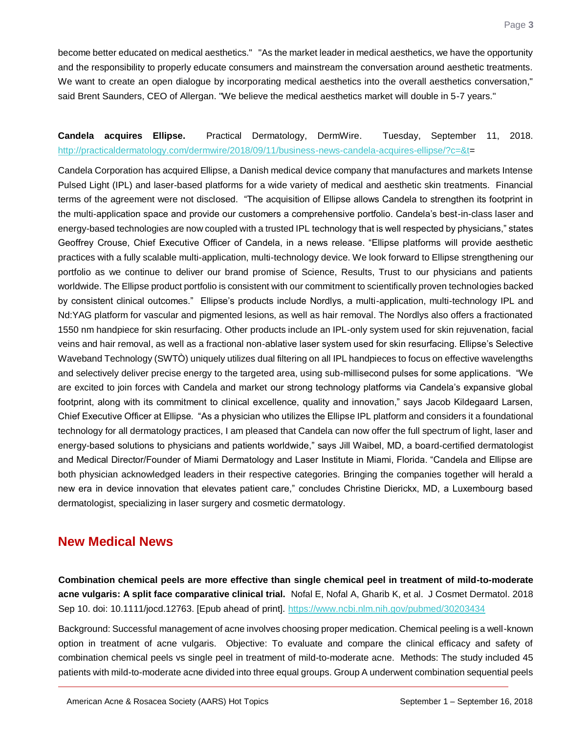become better educated on medical aesthetics." "As the market leader in medical aesthetics, we have the opportunity and the responsibility to properly educate consumers and mainstream the conversation around aesthetic treatments. We want to create an open dialogue by incorporating medical aesthetics into the overall aesthetics conversation," said Brent Saunders, CEO of Allergan. "We believe the medical aesthetics market will double in 5-7 years."

**Candela acquires Ellipse.** Practical Dermatology, DermWire. Tuesday, September 11, 2018. http://practicaldermatology.com/dermwire/2018/09/11/business-news-candela-acquires-ellipse/?c=&t=

Candela Corporation has acquired Ellipse, a Danish medical device company that manufactures and markets Intense Pulsed Light (IPL) and laser-based platforms for a wide variety of medical and aesthetic skin treatments. Financial terms of the agreement were not disclosed. "The acquisition of Ellipse allows Candela to strengthen its footprint in the multi-application space and provide our customers a comprehensive portfolio. Candela's best-in-class laser and energy-based technologies are now coupled with a trusted IPL technology that is well respected by physicians," states Geoffrey Crouse, Chief Executive Officer of Candela, in a news release. "Ellipse platforms will provide aesthetic practices with a fully scalable multi-application, multi-technology device. We look forward to Ellipse strengthening our portfolio as we continue to deliver our brand promise of Science, Results, Trust to our physicians and patients worldwide. The Ellipse product portfolio is consistent with our commitment to scientifically proven technologies backed by consistent clinical outcomes." Ellipse's products include Nordlys, a multi-application, multi-technology IPL and Nd:YAG platform for vascular and pigmented lesions, as well as hair removal. The Nordlys also offers a fractionated 1550 nm handpiece for skin resurfacing. Other products include an IPL-only system used for skin rejuvenation, facial veins and hair removal, as well as a fractional non-ablative laser system used for skin resurfacing. Ellipse's Selective Waveband Technology (SWTÒ) uniquely utilizes dual filtering on all IPL handpieces to focus on effective wavelengths and selectively deliver precise energy to the targeted area, using sub-millisecond pulses for some applications. "We are excited to join forces with Candela and market our strong technology platforms via Candela's expansive global footprint, along with its commitment to clinical excellence, quality and innovation," says Jacob Kildegaard Larsen, Chief Executive Officer at Ellipse. "As a physician who utilizes the Ellipse IPL platform and considers it a foundational technology for all dermatology practices, I am pleased that Candela can now offer the full spectrum of light, laser and energy-based solutions to physicians and patients worldwide," says Jill Waibel, MD, a board-certified dermatologist and Medical Director/Founder of Miami Dermatology and Laser Institute in Miami, Florida. "Candela and Ellipse are both physician acknowledged leaders in their respective categories. Bringing the companies together will herald a new era in device innovation that elevates patient care," concludes Christine Dierickx, MD, a Luxembourg based dermatologist, specializing in laser surgery and cosmetic dermatology.

## New Medical News

**Combination chemical peels are more effective than single chemical peel in treatment of mild-to-moderate acne vulgaris: A split face comparative clinical trial.** Nofal E, Nofal A, Gharib K, et al. J Cosmet Dermatol. 2018 Sep 10. doi: 10.1111/jocd.12763. [Epub ahead of print]. https://www.ncbi.nlm.nih.gov/pubmed/30203434

Background: Successful management of acne involves choosing proper medication. Chemical peeling is a well-known option in treatment of acne vulgaris. Objective: To evaluate and compare the clinical efficacy and safety of combination chemical peels vs single peel in treatment of mild-to-moderate acne. Methods: The study included 45 patients with mild-to-moderate acne divided into three equal groups. Group A underwent combination sequential peels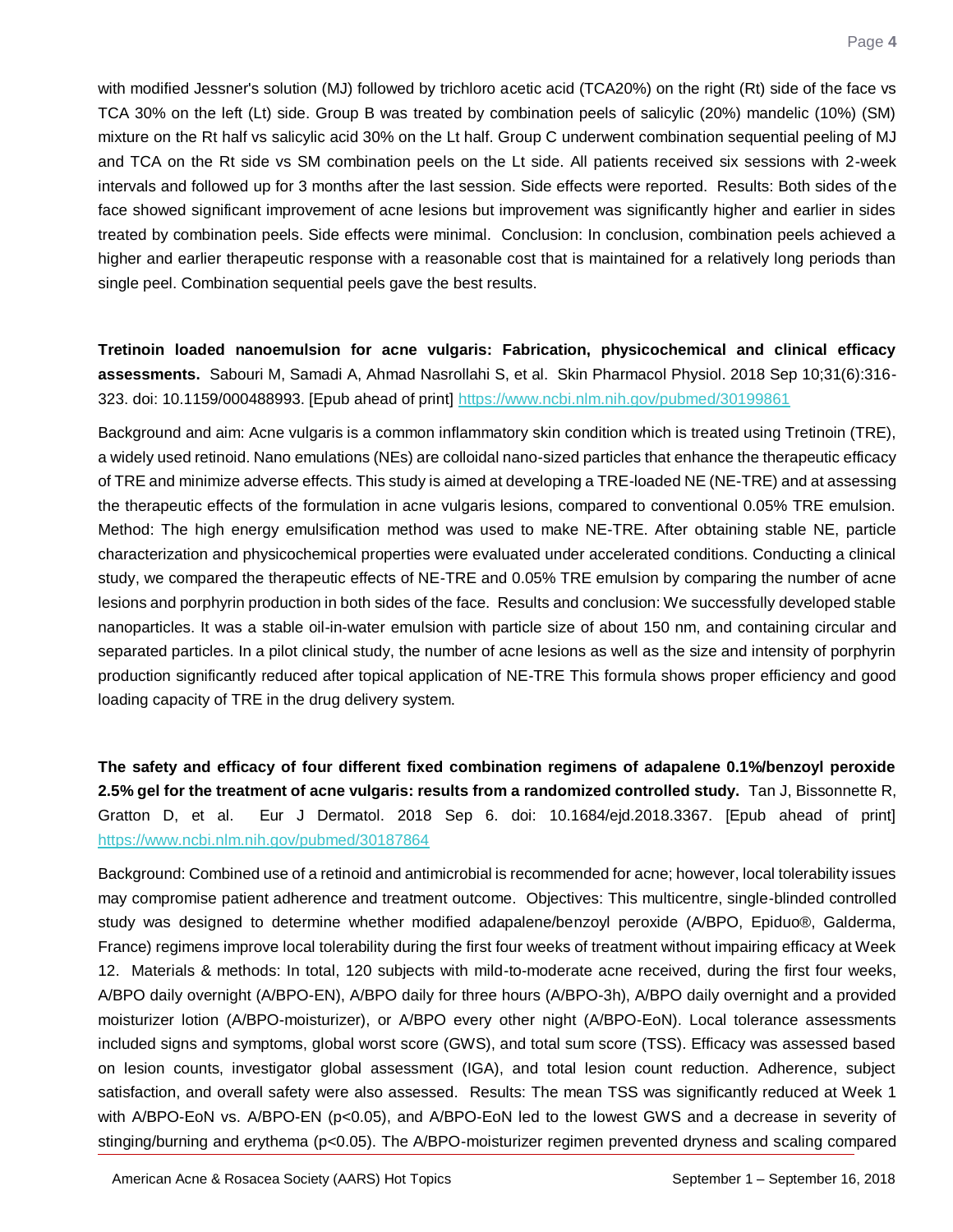with modified Jessner's solution (MJ) followed by trichloro acetic acid (TCA20%) on the right (Rt) side of the face vs TCA 30% on the left (Lt) side. Group B was treated by combination peels of salicylic (20%) mandelic (10%) (SM) mixture on the Rt half vs salicylic acid 30% on the Lt half. Group C underwent combination sequential peeling of MJ and TCA on the Rt side vs SM combination peels on the Lt side. All patients received six sessions with 2-week intervals and followed up for 3 months after the last session. Side effects were reported. Results: Both sides of the face showed significant improvement of acne lesions but improvement was significantly higher and earlier in sides treated by combination peels. Side effects were minimal. Conclusion: In conclusion, combination peels achieved a higher and earlier therapeutic response with a reasonable cost that is maintained for a relatively long periods than single peel. Combination sequential peels gave the best results.

**Tretinoin loaded nanoemulsion for acne vulgaris: Fabrication, physicochemical and clinical efficacy assessments.** Sabouri M, Samadi A, Ahmad Nasrollahi S, et al. Skin Pharmacol Physiol. 2018 Sep 10;31(6):316-323. doi: 10.1159/000488993. [Epub ahead of print] https://www.ncbi.nlm.nih.gov/pubmed/30199861

Background and aim: Acne vulgaris is a common inflammatory skin condition which is treated using Tretinoin (TRE), a widely used retinoid. Nano emulations (NEs) are colloidal nano-sized particles that enhance the therapeutic efficacy of TRE and minimize adverse effects. This study is aimed at developing a TRE-loaded NE (NE-TRE) and at assessing the therapeutic effects of the formulation in acne vulgaris lesions, compared to conventional 0.05% TRE emulsion. Method: The high energy emulsification method was used to make NE-TRE. After obtaining stable NE, particle characterization and physicochemical properties were evaluated under accelerated conditions. Conducting a clinical study, we compared the therapeutic effects of NE-TRE and 0.05% TRE emulsion by comparing the number of acne lesions and porphyrin production in both sides of the face. Results and conclusion: We successfully developed stable nanoparticles. It was a stable oil-in-water emulsion with particle size of about 150 nm, and containing circular and separated particles. In a pilot clinical study, the number of acne lesions as well as the size and intensity of porphyrin production significantly reduced after topical application of NE-TRE This formula shows proper efficiency and good loading capacity of TRE in the drug delivery system.

**The safety and efficacy of four different fixed combination regimens of adapalene 0.1%/benzoyl peroxide 2.5% gel for the treatment of acne vulgaris: results from a randomized controlled study.** Tan J, Bissonnette R, Gratton D, et al. Eur J Dermatol. 2018 Sep 6. doi: 10.1684/ejd.2018.3367. [Epub ahead of print] https://www.ncbi.nlm.nih.gov/pubmed/30187864

Background: Combined use of a retinoid and antimicrobial is recommended for acne; however, local tolerability issues may compromise patient adherence and treatment outcome. Objectives: This multicentre, single-blinded controlled study was designed to determine whether modified adapalene/benzoyl peroxide (A/BPO, Epiduo®, Galderma, France) regimens improve local tolerability during the first four weeks of treatment without impairing efficacy at Week 12. Materials & methods: In total, 120 subjects with mild-to-moderate acne received, during the first four weeks, A/BPO daily overnight (A/BPO-EN), A/BPO daily for three hours (A/BPO-3h), A/BPO daily overnight and a provided moisturizer lotion (A/BPO-moisturizer), or A/BPO every other night (A/BPO-EoN). Local tolerance assessments included signs and symptoms, global worst score (GWS), and total sum score (TSS). Efficacy was assessed based on lesion counts, investigator global assessment (IGA), and total lesion count reduction. Adherence, subject satisfaction, and overall safety were also assessed. Results: The mean TSS was significantly reduced at Week 1 with A/BPO-EoN vs. A/BPO-EN ($p<0.05$), and A/BPO-EoN led to the lowest GWS and a decrease in severity of stinging/burning and erythema ($p<0.05$). The A/BPO-moisturizer regimen prevented dryness and scaling compared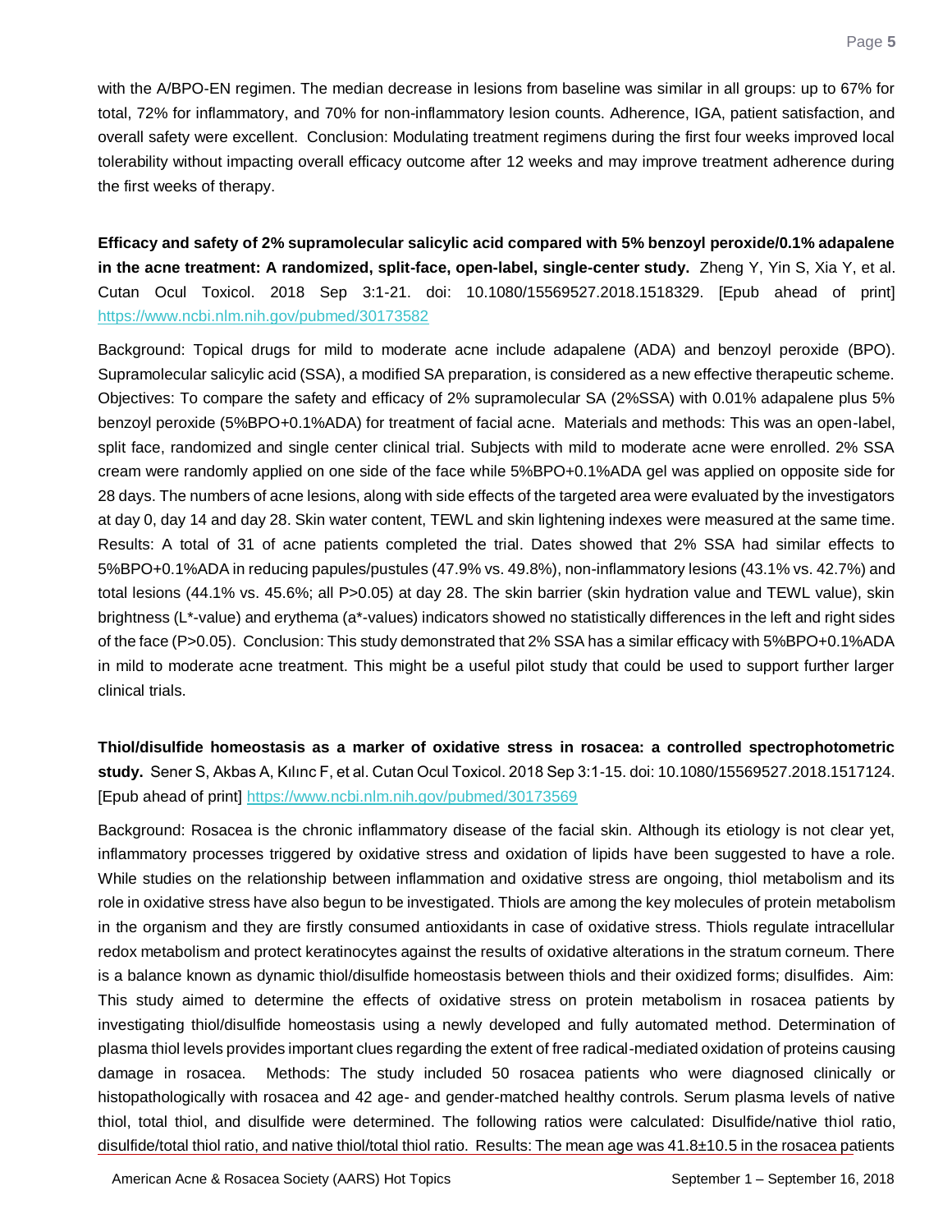with the A/BPO-EN regimen. The median decrease in lesions from baseline was similar in all groups: up to 67% for total, 72% for inflammatory, and 70% for non-inflammatory lesion counts. Adherence, IGA, patient satisfaction, and overall safety were excellent. Conclusion: Modulating treatment regimens during the first four weeks improved local tolerability without impacting overall efficacy outcome after 12 weeks and may improve treatment adherence during the first weeks of therapy.

**Efficacy and safety of 2% supramolecular salicylic acid compared with 5% benzoyl peroxide/0.1% adapalene in the acne treatment: A randomized, split-face, open-label, single-center study.** Zheng Y, Yin S, Xia Y, et al. Cutan Ocul Toxicol. 2018 Sep 3:1-21. doi: 10.1080/15569527.2018.1518329. [Epub ahead of print] https://www.ncbi.nlm.nih.gov/pubmed/30173582

Background: Topical drugs for mild to moderate acne include adapalene (ADA) and benzoyl peroxide (BPO). Supramolecular salicylic acid (SSA), a modified SA preparation, is considered as a new effective therapeutic scheme. Objectives: To compare the safety and efficacy of 2% supramolecular SA (2%SSA) with 0.01% adapalene plus 5% benzoyl peroxide (5%BPO+0.1%ADA) for treatment of facial acne. Materials and methods: This was an open-label, split face, randomized and single center clinical trial. Subjects with mild to moderate acne were enrolled. 2% SSA cream were randomly applied on one side of the face while 5%BPO+0.1%ADA gel was applied on opposite side for 28 days. The numbers of acne lesions, along with side effects of the targeted area were evaluated by the investigators at day 0, day 14 and day 28. Skin water content, TEWL and skin lightening indexes were measured at the same time. Results: A total of 31 of acne patients completed the trial. Dates showed that 2% SSA had similar effects to 5%BPO+0.1%ADA in reducing papules/pustules (47.9% vs. 49.8%), non-inflammatory lesions (43.1% vs. 42.7%) and total lesions (44.1% vs. 45.6%; all P>0.05) at day 28. The skin barrier (skin hydration value and TEWL value), skin brightness (L*-value) and erythema (a*-values) indicators showed no statistically differences in the left and right sides of the face (P>0.05). Conclusion: This study demonstrated that 2% SSA has a similar efficacy with 5%BPO+0.1%ADA in mild to moderate acne treatment. This might be a useful pilot study that could be used to support further larger clinical trials.

**Thiol/disulfide homeostasis as a marker of oxidative stress in rosacea: a controlled spectrophotometric study.** Sener S, Akbas A, Kılınc F, et al. Cutan Ocul Toxicol. 2018 Sep 3:1-15. doi: 10.1080/15569527.2018.1517124. [Epub ahead of print] https://www.ncbi.nlm.nih.gov/pubmed/30173569

Background: Rosacea is the chronic inflammatory disease of the facial skin. Although its etiology is not clear yet, inflammatory processes triggered by oxidative stress and oxidation of lipids have been suggested to have a role. While studies on the relationship between inflammation and oxidative stress are ongoing, thiol metabolism and its role in oxidative stress have also begun to be investigated. Thiols are among the key molecules of protein metabolism in the organism and they are firstly consumed antioxidants in case of oxidative stress. Thiols regulate intracellular redox metabolism and protect keratinocytes against the results of oxidative alterations in the stratum corneum. There is a balance known as dynamic thiol/disulfide homeostasis between thiols and their oxidized forms; disulfides. Aim: This study aimed to determine the effects of oxidative stress on protein metabolism in rosacea patients by investigating thiol/disulfide homeostasis using a newly developed and fully automated method. Determination of plasma thiol levels provides important clues regarding the extent of free radical-mediated oxidation of proteins causing damage in rosacea. Methods: The study included 50 rosacea patients who were diagnosed clinically or histopathologically with rosacea and 42 age- and gender-matched healthy controls. Serum plasma levels of native thiol, total thiol, and disulfide were determined. The following ratios were calculated: Disulfide/native thiol ratio, disulfide/total thiol ratio, and native thiol/total thiol ratio. Results: The mean age was 41.8±10.5 in the rosacea patients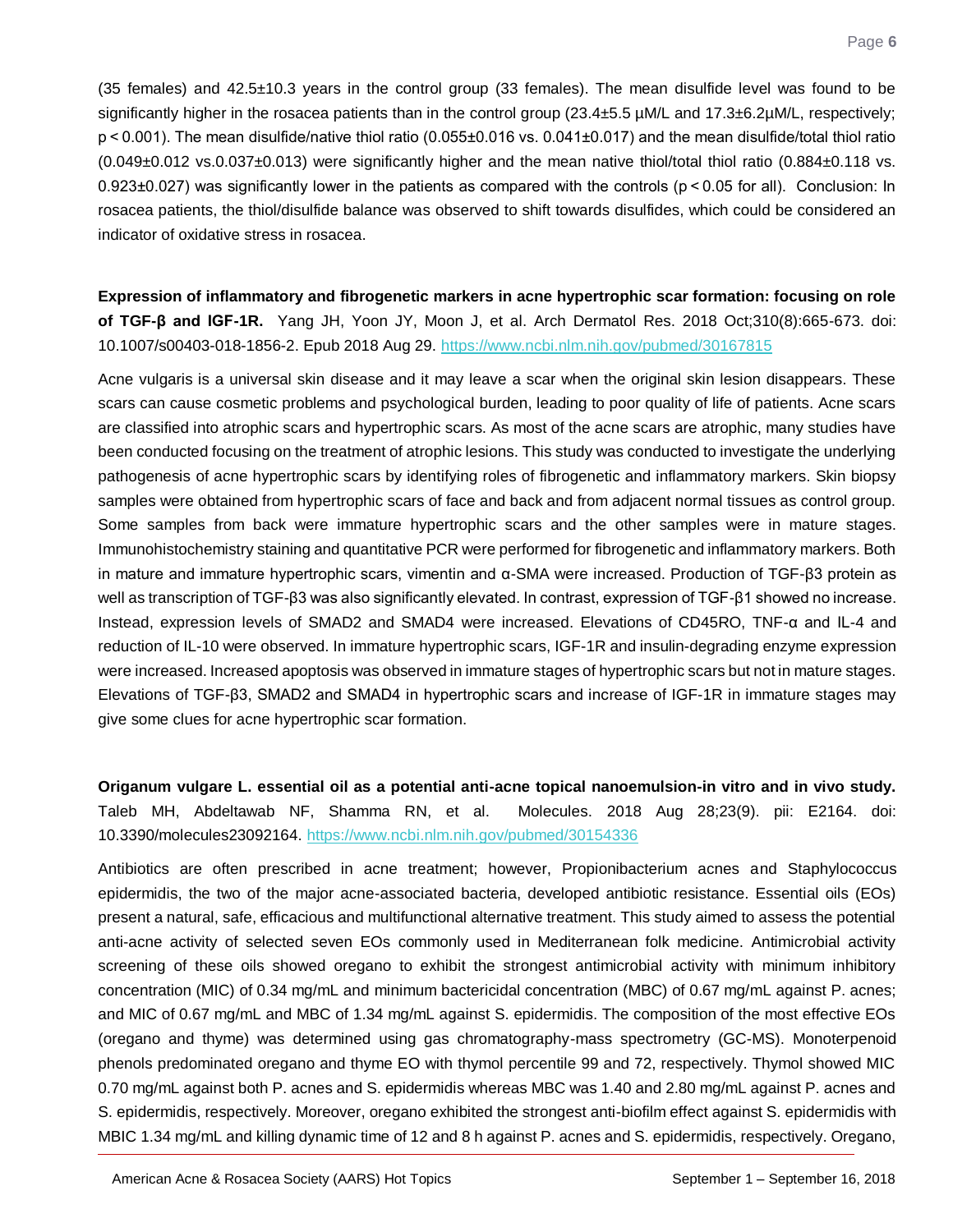(35 females) and 42.5±10.3 years in the control group (33 females). The mean disulfide level was found to be significantly higher in the rosacea patients than in the control group (23.4±5.5 µM/L and 17.3±6.2µM/L, respectively; p < 0.001). The mean disulfide/native thiol ratio (0.055±0.016 vs. 0.041±0.017) and the mean disulfide/total thiol ratio (0.049±0.012 vs.0.037±0.013) were significantly higher and the mean native thiol/total thiol ratio (0.884±0.118 vs. 0.923±0.027) was significantly lower in the patients as compared with the controls (p < 0.05 for all). Conclusion: In rosacea patients, the thiol/disulfide balance was observed to shift towards disulfides, which could be considered an indicator of oxidative stress in rosacea.

**Expression of inflammatory and fibrogenetic markers in acne hypertrophic scar formation: focusing on role of TGF-β and IGF-1R.** Yang JH, Yoon JY, Moon J, et al. Arch Dermatol Res. 2018 Oct;310(8):665-673. doi: 10.1007/s00403-018-1856-2. Epub 2018 Aug 29. https://www.ncbi.nlm.nih.gov/pubmed/30167815

Acne vulgaris is a universal skin disease and it may leave a scar when the original skin lesion disappears. These scars can cause cosmetic problems and psychological burden, leading to poor quality of life of patients. Acne scars are classified into atrophic scars and hypertrophic scars. As most of the acne scars are atrophic, many studies have been conducted focusing on the treatment of atrophic lesions. This study was conducted to investigate the underlying pathogenesis of acne hypertrophic scars by identifying roles of fibrogenetic and inflammatory markers. Skin biopsy samples were obtained from hypertrophic scars of face and back and from adjacent normal tissues as control group. Some samples from back were immature hypertrophic scars and the other samples were in mature stages. Immunohistochemistry staining and quantitative PCR were performed for fibrogenetic and inflammatory markers. Both in mature and immature hypertrophic scars, vimentin and α-SMA were increased. Production of TGF-β3 protein as well as transcription of TGF-β3 was also significantly elevated. In contrast, expression of TGF-β1 showed no increase. Instead, expression levels of SMAD2 and SMAD4 were increased. Elevations of CD45RO, TNF-α and IL-4 and reduction of IL-10 were observed. In immature hypertrophic scars, IGF-1R and insulin-degrading enzyme expression were increased. Increased apoptosis was observed in immature stages of hypertrophic scars but not in mature stages. Elevations of TGF-β3, SMAD2 and SMAD4 in hypertrophic scars and increase of IGF-1R in immature stages may give some clues for acne hypertrophic scar formation.

**Origanum vulgare L. essential oil as a potential anti-acne topical nanoemulsion-in vitro and in vivo study.** Taleb MH, Abdeltawab NF, Shamma RN, et al. Molecules. 2018 Aug 28;23(9). pii: E2164. doi: 10.3390/molecules23092164. https://www.ncbi.nlm.nih.gov/pubmed/30154336

Antibiotics are often prescribed in acne treatment; however, Propionibacterium acnes and Staphylococcus epidermidis, the two of the major acne-associated bacteria, developed antibiotic resistance. Essential oils (EOs) present a natural, safe, efficacious and multifunctional alternative treatment. This study aimed to assess the potential anti-acne activity of selected seven EOs commonly used in Mediterranean folk medicine. Antimicrobial activity screening of these oils showed oregano to exhibit the strongest antimicrobial activity with minimum inhibitory concentration (MIC) of 0.34 mg/mL and minimum bactericidal concentration (MBC) of 0.67 mg/mL against P. acnes; and MIC of 0.67 mg/mL and MBC of 1.34 mg/mL against S. epidermidis. The composition of the most effective EOs (oregano and thyme) was determined using gas chromatography-mass spectrometry (GC-MS). Monoterpenoid phenols predominated oregano and thyme EO with thymol percentile 99 and 72, respectively. Thymol showed MIC 0.70 mg/mL against both P. acnes and S. epidermidis whereas MBC was 1.40 and 2.80 mg/mL against P. acnes and S. epidermidis, respectively. Moreover, oregano exhibited the strongest anti-biofilm effect against S. epidermidis with MBIC 1.34 mg/mL and killing dynamic time of 12 and 8 h against P. acnes and S. epidermidis, respectively. Oregano,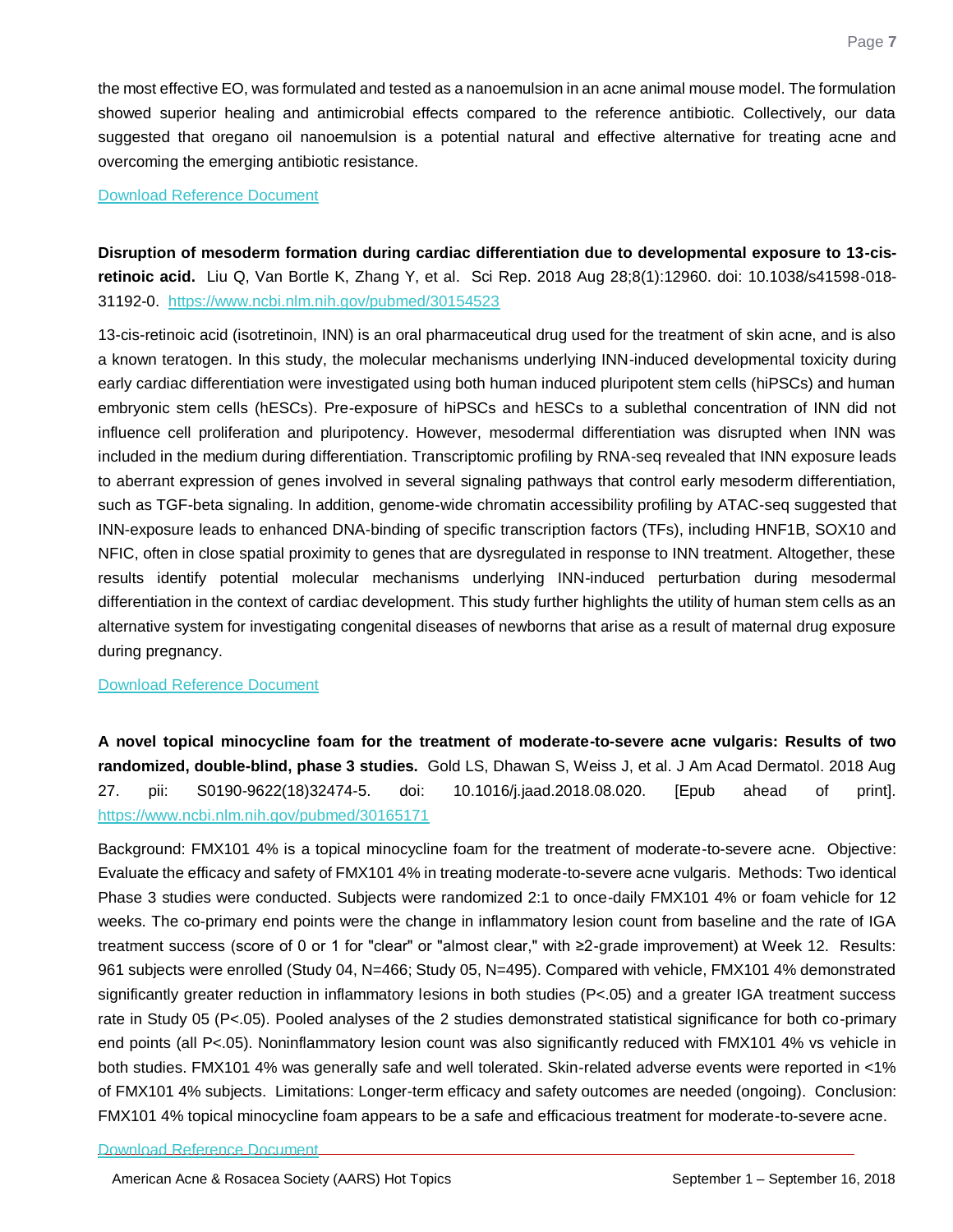the most effective EO, was formulated and tested as a nanoemulsion in an acne animal mouse model. The formulation showed superior healing and antimicrobial effects compared to the reference antibiotic. Collectively, our data suggested that oregano oil nanoemulsion is a potential natural and effective alternative for treating acne and overcoming the emerging antibiotic resistance.

Download Reference Document

**Disruption of mesoderm formation during cardiac differentiation due to developmental exposure to 13-cis-retinoic acid.** Liu Q, Van Bortle K, Zhang Y, et al. Sci Rep. 2018 Aug 28;8(1):12960. doi: 10.1038/s41598-018-31192-0. https://www.ncbi.nlm.nih.gov/pubmed/30154523

13-cis-retinoic acid (isotretinoin, INN) is an oral pharmaceutical drug used for the treatment of skin acne, and is also a known teratogen. In this study, the molecular mechanisms underlying INN-induced developmental toxicity during early cardiac differentiation were investigated using both human induced pluripotent stem cells (hiPSCs) and human embryonic stem cells (hESCs). Pre-exposure of hiPSCs and hESCs to a sublethal concentration of INN did not influence cell proliferation and pluripotency. However, mesodermal differentiation was disrupted when INN was included in the medium during differentiation. Transcriptomic profiling by RNA-seq revealed that INN exposure leads to aberrant expression of genes involved in several signaling pathways that control early mesoderm differentiation, such as TGF-beta signaling. In addition, genome-wide chromatin accessibility profiling by ATAC-seq suggested that INN-exposure leads to enhanced DNA-binding of specific transcription factors (TFs), including HNF1B, SOX10 and NFIC, often in close spatial proximity to genes that are dysregulated in response to INN treatment. Altogether, these results identify potential molecular mechanisms underlying INN-induced perturbation during mesodermal differentiation in the context of cardiac development. This study further highlights the utility of human stem cells as an alternative system for investigating congenital diseases of newborns that arise as a result of maternal drug exposure during pregnancy.

Download Reference Document

**A novel topical minocycline foam for the treatment of moderate-to-severe acne vulgaris: Results of two randomized, double-blind, phase 3 studies.** Gold LS, Dhawan S, Weiss J, et al. J Am Acad Dermatol. 2018 Aug 27. pii: S0190-9622(18)32474-5. doi: 10.1016/j.jaad.2018.08.020. [Epub ahead of print]. https://www.ncbi.nlm.nih.gov/pubmed/30165171

Background: FMX101 4% is a topical minocycline foam for the treatment of moderate-to-severe acne. Objective: Evaluate the efficacy and safety of FMX101 4% in treating moderate-to-severe acne vulgaris. Methods: Two identical Phase 3 studies were conducted. Subjects were randomized 2:1 to once-daily FMX101 4% or foam vehicle for 12 weeks. The co-primary end points were the change in inflammatory lesion count from baseline and the rate of IGA treatment success (score of 0 or 1 for "clear" or "almost clear," with ≥2-grade improvement) at Week 12. Results: 961 subjects were enrolled (Study 04, N=466; Study 05, N=495). Compared with vehicle, FMX101 4% demonstrated significantly greater reduction in inflammatory lesions in both studies ($P<.05$) and a greater IGA treatment success rate in Study 05 ($P<.05$). Pooled analyses of the 2 studies demonstrated statistical significance for both co-primary end points (all $P<.05$). Noninflammatory lesion count was also significantly reduced with FMX101 4% vs vehicle in both studies. FMX101 4% was generally safe and well tolerated. Skin-related adverse events were reported in <1% of FMX101 4% subjects. Limitations: Longer-term efficacy and safety outcomes are needed (ongoing). Conclusion: FMX101 4% topical minocycline foam appears to be a safe and efficacious treatment for moderate-to-severe acne.

Download Reference Document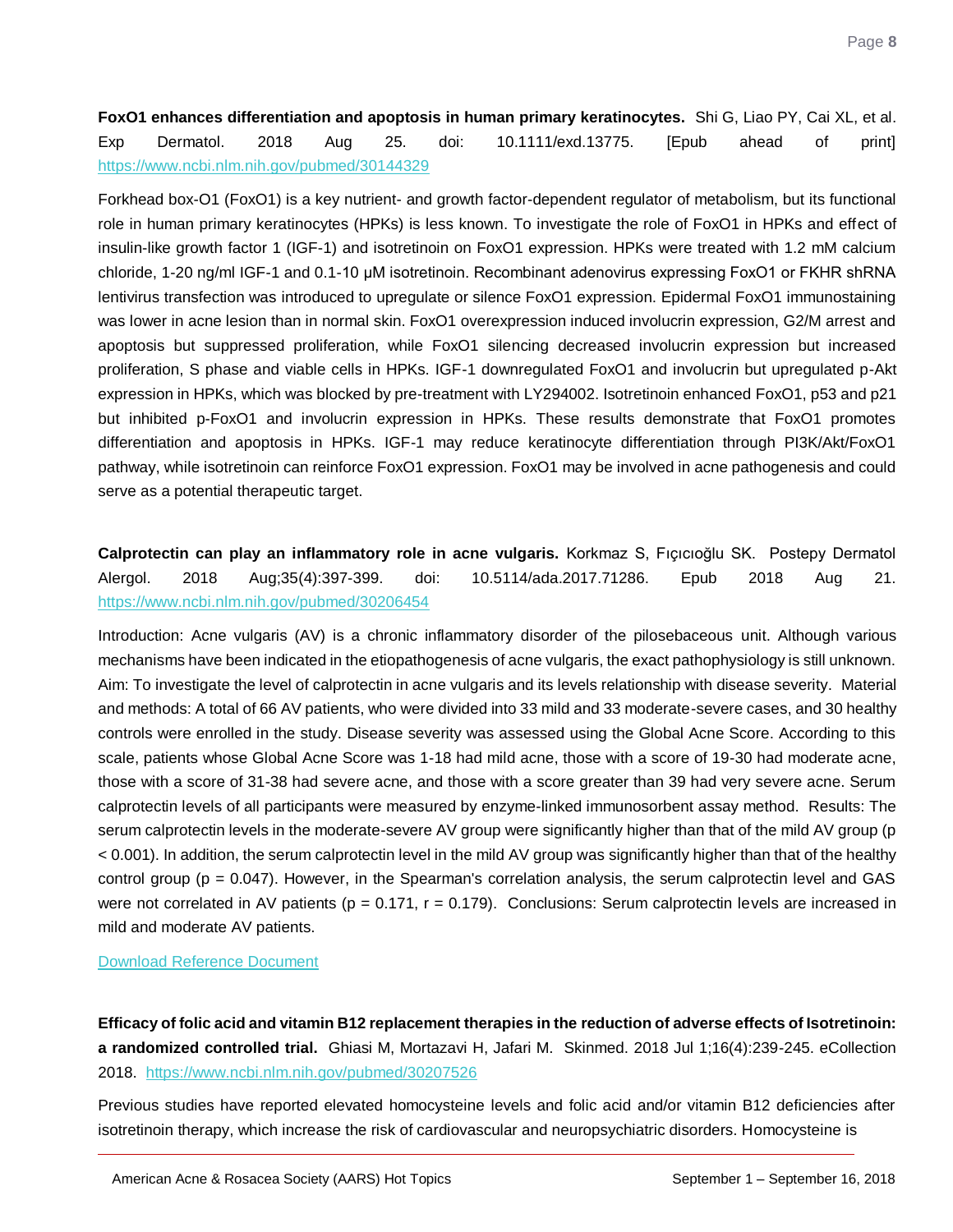**FoxO1 enhances differentiation and apoptosis in human primary keratinocytes.** Shi G, Liao PY, Cai XL, et al. Exp Dermatol. 2018 Aug 25. doi: 10.1111/exd.13775. [Epub ahead of print] https://www.ncbi.nlm.nih.gov/pubmed/30144329

Forkhead box-O1 (FoxO1) is a key nutrient- and growth factor-dependent regulator of metabolism, but its functional role in human primary keratinocytes (HPKs) is less known. To investigate the role of FoxO1 in HPKs and effect of insulin-like growth factor 1 (IGF-1) and isotretinoin on FoxO1 expression. HPKs were treated with 1.2 mM calcium chloride, 1-20 ng/ml IGF-1 and 0.1-10 μM isotretinoin. Recombinant adenovirus expressing FoxO1 or FKHR shRNA lentivirus transfection was introduced to upregulate or silence FoxO1 expression. Epidermal FoxO1 immunostaining was lower in acne lesion than in normal skin. FoxO1 overexpression induced involucrin expression, G2/M arrest and apoptosis but suppressed proliferation, while FoxO1 silencing decreased involucrin expression but increased proliferation, S phase and viable cells in HPKs. IGF-1 downregulated FoxO1 and involucrin but upregulated p-Akt expression in HPKs, which was blocked by pre-treatment with LY294002. Isotretinoin enhanced FoxO1, p53 and p21 but inhibited p-FoxO1 and involucrin expression in HPKs. These results demonstrate that FoxO1 promotes differentiation and apoptosis in HPKs. IGF-1 may reduce keratinocyte differentiation through PI3K/Akt/FoxO1 pathway, while isotretinoin can reinforce FoxO1 expression. FoxO1 may be involved in acne pathogenesis and could serve as a potential therapeutic target.

**Calprotectin can play an inflammatory role in acne vulgaris.** Korkmaz S, Fıçıcıoğlu SK. Postepy Dermatol Alergol. 2018 Aug;35(4):397-399. doi: 10.5114/ada.2017.71286. Epub 2018 Aug 21. https://www.ncbi.nlm.nih.gov/pubmed/30206454

Introduction: Acne vulgaris (AV) is a chronic inflammatory disorder of the pilosebaceous unit. Although various mechanisms have been indicated in the etiopathogenesis of acne vulgaris, the exact pathophysiology is still unknown. Aim: To investigate the level of calprotectin in acne vulgaris and its levels relationship with disease severity. Material and methods: A total of 66 AV patients, who were divided into 33 mild and 33 moderate-severe cases, and 30 healthy controls were enrolled in the study. Disease severity was assessed using the Global Acne Score. According to this scale, patients whose Global Acne Score was 1-18 had mild acne, those with a score of 19-30 had moderate acne, those with a score of 31-38 had severe acne, and those with a score greater than 39 had very severe acne. Serum calprotectin levels of all participants were measured by enzyme-linked immunosorbent assay method. Results: The serum calprotectin levels in the moderate-severe AV group were significantly higher than that of the mild AV group ($p < 0.001$). In addition, the serum calprotectin level in the mild AV group was significantly higher than that of the healthy control group ($p = 0.047$). However, in the Spearman's correlation analysis, the serum calprotectin level and GAS were not correlated in AV patients ($p = 0.171$, $r = 0.179$). Conclusions: Serum calprotectin levels are increased in mild and moderate AV patients.

Download Reference Document

**Efficacy of folic acid and vitamin B12 replacement therapies in the reduction of adverse effects of Isotretinoin: a randomized controlled trial.** Ghiasi M, Mortazavi H, Jafari M. Skinmed. 2018 Jul 1;16(4):239-245. eCollection 2018. https://www.ncbi.nlm.nih.gov/pubmed/30207526

Previous studies have reported elevated homocysteine levels and folic acid and/or vitamin B12 deficiencies after isotretinoin therapy, which increase the risk of cardiovascular and neuropsychiatric disorders. Homocysteine is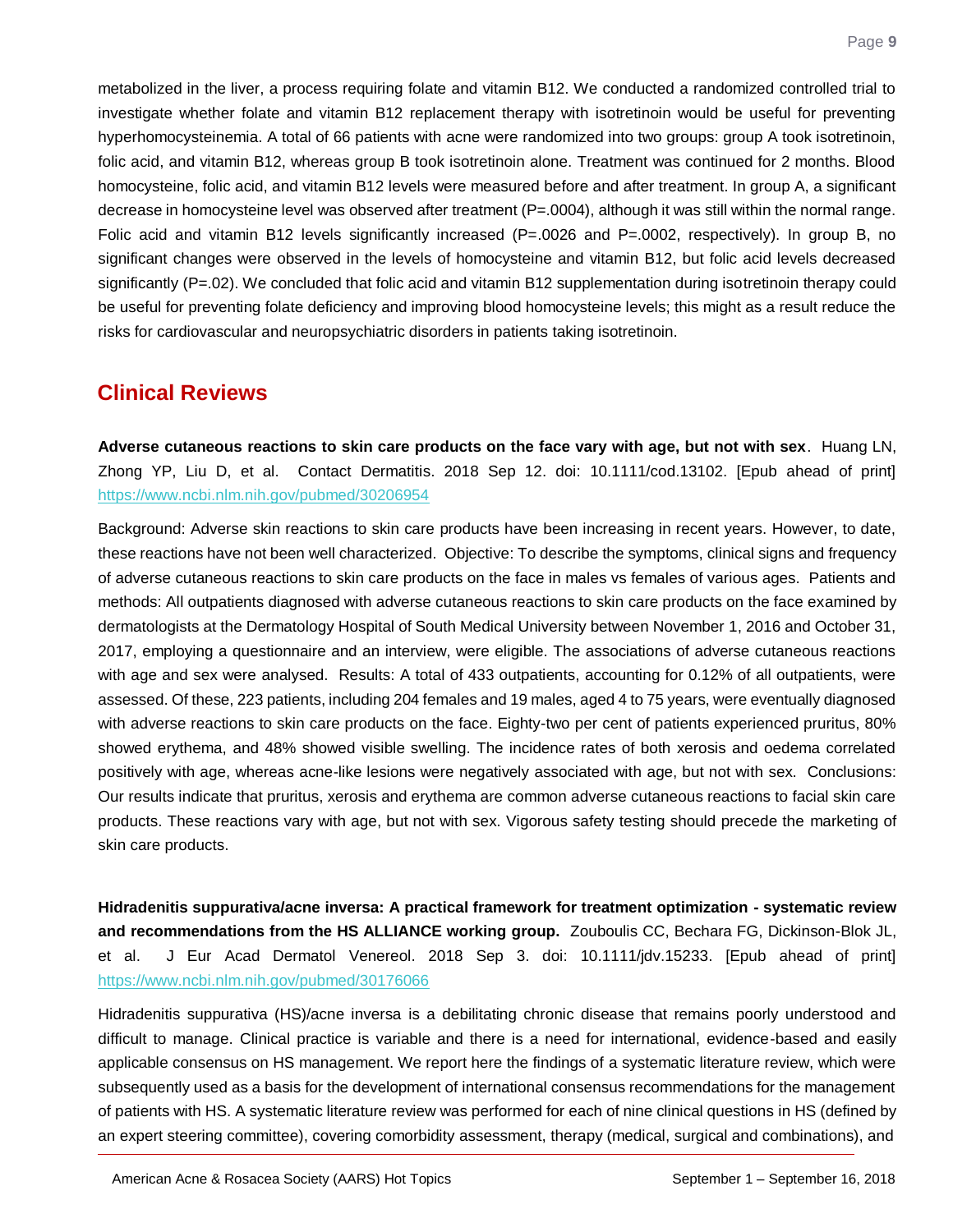metabolized in the liver, a process requiring folate and vitamin B12. We conducted a randomized controlled trial to investigate whether folate and vitamin B12 replacement therapy with isotretinoin would be useful for preventing hyperhomocysteinemia. A total of 66 patients with acne were randomized into two groups: group A took isotretinoin, folic acid, and vitamin B12, whereas group B took isotretinoin alone. Treatment was continued for 2 months. Blood homocysteine, folic acid, and vitamin B12 levels were measured before and after treatment. In group A, a significant decrease in homocysteine level was observed after treatment (P=.0004), although it was still within the normal range. Folic acid and vitamin B12 levels significantly increased (P=.0026 and P=.0002, respectively). In group B, no significant changes were observed in the levels of homocysteine and vitamin B12, but folic acid levels decreased significantly (P=.02). We concluded that folic acid and vitamin B12 supplementation during isotretinoin therapy could be useful for preventing folate deficiency and improving blood homocysteine levels; this might as a result reduce the risks for cardiovascular and neuropsychiatric disorders in patients taking isotretinoin.

## Clinical Reviews

**Adverse cutaneous reactions to skin care products on the face vary with age, but not with sex**. Huang LN, Zhong YP, Liu D, et al. Contact Dermatitis. 2018 Sep 12. doi: 10.1111/cod.13102. [Epub ahead of print] https://www.ncbi.nlm.nih.gov/pubmed/30206954

Background: Adverse skin reactions to skin care products have been increasing in recent years. However, to date, these reactions have not been well characterized. Objective: To describe the symptoms, clinical signs and frequency of adverse cutaneous reactions to skin care products on the face in males vs females of various ages. Patients and methods: All outpatients diagnosed with adverse cutaneous reactions to skin care products on the face examined by dermatologists at the Dermatology Hospital of South Medical University between November 1, 2016 and October 31, 2017, employing a questionnaire and an interview, were eligible. The associations of adverse cutaneous reactions with age and sex were analysed. Results: A total of 433 outpatients, accounting for 0.12% of all outpatients, were assessed. Of these, 223 patients, including 204 females and 19 males, aged 4 to 75 years, were eventually diagnosed with adverse reactions to skin care products on the face. Eighty-two per cent of patients experienced pruritus, 80% showed erythema, and 48% showed visible swelling. The incidence rates of both xerosis and oedema correlated positively with age, whereas acne-like lesions were negatively associated with age, but not with sex. Conclusions: Our results indicate that pruritus, xerosis and erythema are common adverse cutaneous reactions to facial skin care products. These reactions vary with age, but not with sex. Vigorous safety testing should precede the marketing of skin care products.

**Hidradenitis suppurativa/acne inversa: A practical framework for treatment optimization - systematic review and recommendations from the HS ALLIANCE working group.** Zouboulis CC, Bechara FG, Dickinson-Blok JL, et al. J Eur Acad Dermatol Venereol. 2018 Sep 3. doi: 10.1111/jdv.15233. [Epub ahead of print] https://www.ncbi.nlm.nih.gov/pubmed/30176066

Hidradenitis suppurativa (HS)/acne inversa is a debilitating chronic disease that remains poorly understood and difficult to manage. Clinical practice is variable and there is a need for international, evidence-based and easily applicable consensus on HS management. We report here the findings of a systematic literature review, which were subsequently used as a basis for the development of international consensus recommendations for the management of patients with HS. A systematic literature review was performed for each of nine clinical questions in HS (defined by an expert steering committee), covering comorbidity assessment, therapy (medical, surgical and combinations), and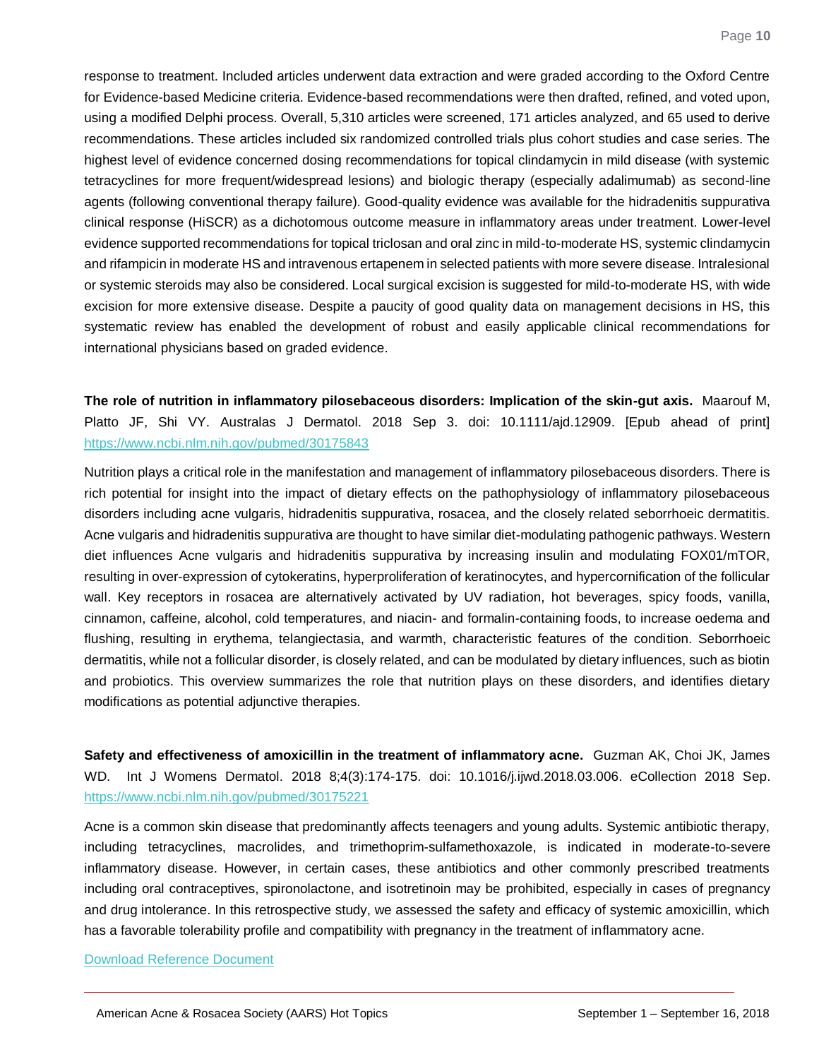response to treatment. Included articles underwent data extraction and were graded according to the Oxford Centre for Evidence-based Medicine criteria. Evidence-based recommendations were then drafted, refined, and voted upon, using a modified Delphi process. Overall, 5,310 articles were screened, 171 articles analyzed, and 65 used to derive recommendations. These articles included six randomized controlled trials plus cohort studies and case series. The highest level of evidence concerned dosing recommendations for topical clindamycin in mild disease (with systemic tetracyclines for more frequent/widespread lesions) and biologic therapy (especially adalimumab) as second-line agents (following conventional therapy failure). Good-quality evidence was available for the hidradenitis suppurativa clinical response (HiSCR) as a dichotomous outcome measure in inflammatory areas under treatment. Lower-level evidence supported recommendations for topical triclosan and oral zinc in mild-to-moderate HS, systemic clindamycin and rifampicin in moderate HS and intravenous ertapenem in selected patients with more severe disease. Intralesional or systemic steroids may also be considered. Local surgical excision is suggested for mild-to-moderate HS, with wide excision for more extensive disease. Despite a paucity of good quality data on management decisions in HS, this systematic review has enabled the development of robust and easily applicable clinical recommendations for international physicians based on graded evidence.

**The role of nutrition in inflammatory pilosebaceous disorders: Implication of the skin-gut axis.** Maarouf M, Platto JF, Shi VY. Australas J Dermatol. 2018 Sep 3. doi: 10.1111/ajd.12909. [Epub ahead of print] https://www.ncbi.nlm.nih.gov/pubmed/30175843

Nutrition plays a critical role in the manifestation and management of inflammatory pilosebaceous disorders. There is rich potential for insight into the impact of dietary effects on the pathophysiology of inflammatory pilosebaceous disorders including acne vulgaris, hidradenitis suppurativa, rosacea, and the closely related seborrhoeic dermatitis. Acne vulgaris and hidradenitis suppurativa are thought to have similar diet-modulating pathogenic pathways. Western diet influences Acne vulgaris and hidradenitis suppurativa by increasing insulin and modulating FOX01/mTOR, resulting in over-expression of cytokeratins, hyperproliferation of keratinocytes, and hypercornification of the follicular wall. Key receptors in rosacea are alternatively activated by UV radiation, hot beverages, spicy foods, vanilla, cinnamon, caffeine, alcohol, cold temperatures, and niacin- and formalin-containing foods, to increase oedema and flushing, resulting in erythema, telangiectasia, and warmth, characteristic features of the condition. Seborrhoeic dermatitis, while not a follicular disorder, is closely related, and can be modulated by dietary influences, such as biotin and probiotics. This overview summarizes the role that nutrition plays on these disorders, and identifies dietary modifications as potential adjunctive therapies.

**Safety and effectiveness of amoxicillin in the treatment of inflammatory acne.** Guzman AK, Choi JK, James WD. Int J Womens Dermatol. 2018 8;4(3):174-175. doi: 10.1016/j.ijwd.2018.03.006. eCollection 2018 Sep. https://www.ncbi.nlm.nih.gov/pubmed/30175221

Acne is a common skin disease that predominantly affects teenagers and young adults. Systemic antibiotic therapy, including tetracyclines, macrolides, and trimethoprim-sulfamethoxazole, is indicated in moderate-to-severe inflammatory disease. However, in certain cases, these antibiotics and other commonly prescribed treatments including oral contraceptives, spironolactone, and isotretinoin may be prohibited, especially in cases of pregnancy and drug intolerance. In this retrospective study, we assessed the safety and efficacy of systemic amoxicillin, which has a favorable tolerability profile and compatibility with pregnancy in the treatment of inflammatory acne.

Download Reference Document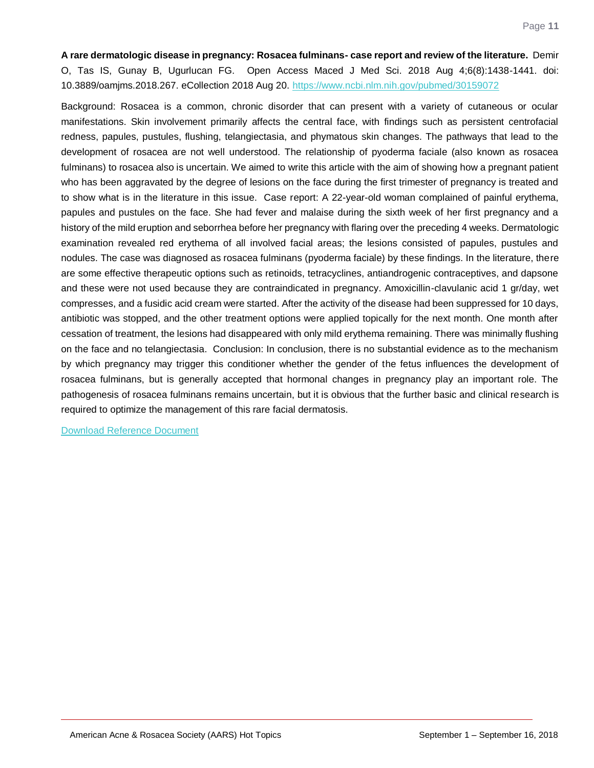**A rare dermatologic disease in pregnancy: Rosacea fulminans- case report and review of the literature.** Demir O, Tas IS, Gunay B, Ugurlucan FG. Open Access Maced J Med Sci. 2018 Aug 4;6(8):1438-1441. doi: 10.3889/oamjms.2018.267. eCollection 2018 Aug 20. https://www.ncbi.nlm.nih.gov/pubmed/30159072

Background: Rosacea is a common, chronic disorder that can present with a variety of cutaneous or ocular manifestations. Skin involvement primarily affects the central face, with findings such as persistent centrofacial redness, papules, pustules, flushing, telangiectasia, and phymatous skin changes. The pathways that lead to the development of rosacea are not well understood. The relationship of pyoderma faciale (also known as rosacea fulminans) to rosacea also is uncertain. We aimed to write this article with the aim of showing how a pregnant patient who has been aggravated by the degree of lesions on the face during the first trimester of pregnancy is treated and to show what is in the literature in this issue. Case report: A 22-year-old woman complained of painful erythema, papules and pustules on the face. She had fever and malaise during the sixth week of her first pregnancy and a history of the mild eruption and seborrhea before her pregnancy with flaring over the preceding 4 weeks. Dermatologic examination revealed red erythema of all involved facial areas; the lesions consisted of papules, pustules and nodules. The case was diagnosed as rosacea fulminans (pyoderma faciale) by these findings. In the literature, there are some effective therapeutic options such as retinoids, tetracyclines, antiandrogenic contraceptives, and dapsone and these were not used because they are contraindicated in pregnancy. Amoxicillin-clavulanic acid 1 gr/day, wet compresses, and a fusidic acid cream were started. After the activity of the disease had been suppressed for 10 days, antibiotic was stopped, and the other treatment options were applied topically for the next month. One month after cessation of treatment, the lesions had disappeared with only mild erythema remaining. There was minimally flushing on the face and no telangiectasia. Conclusion: In conclusion, there is no substantial evidence as to the mechanism by which pregnancy may trigger this conditioner whether the gender of the fetus influences the development of rosacea fulminans, but is generally accepted that hormonal changes in pregnancy play an important role. The pathogenesis of rosacea fulminans remains uncertain, but it is obvious that the further basic and clinical research is required to optimize the management of this rare facial dermatosis.

Download Reference Document